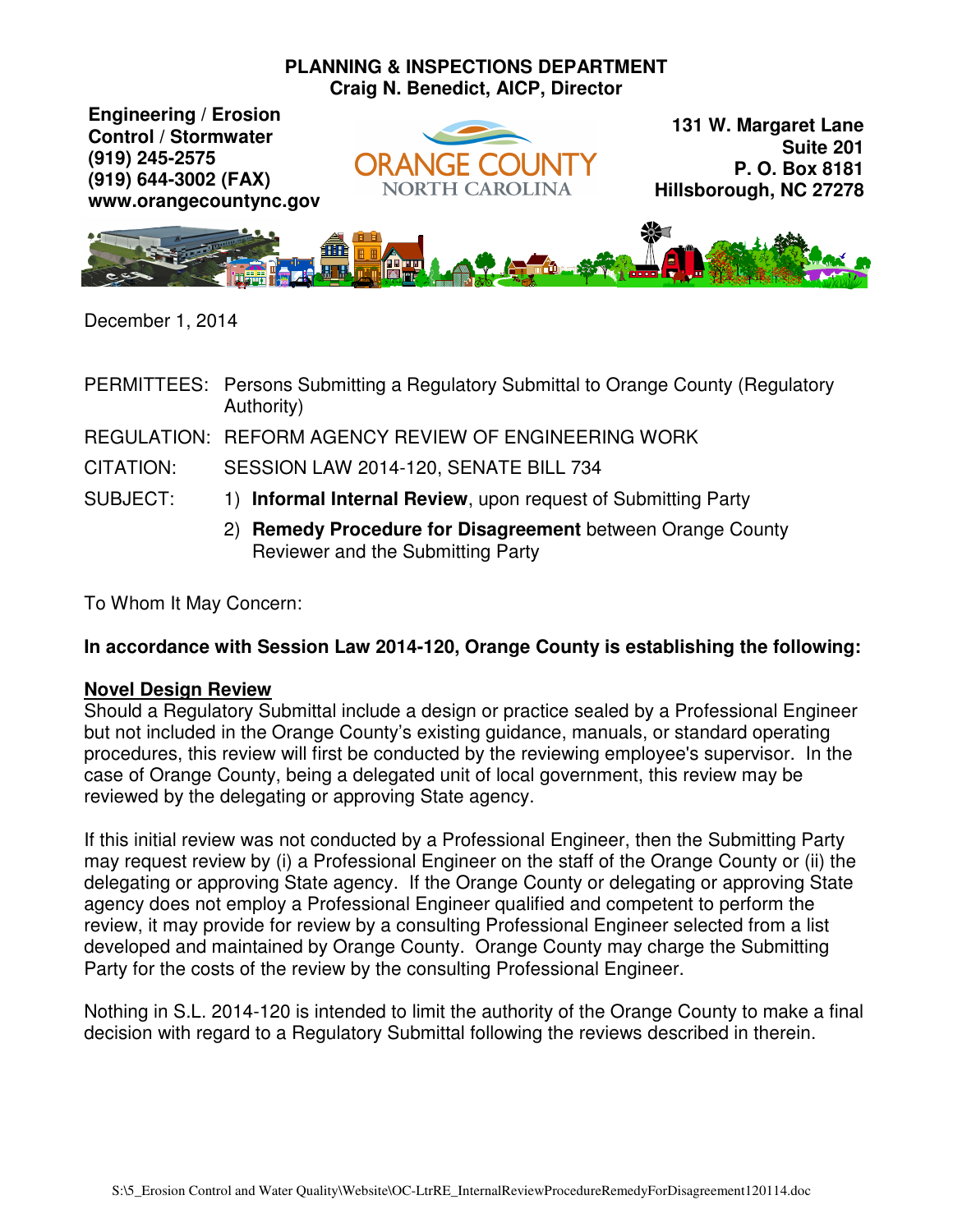**PLANNING & INSPECTIONS DEPARTMENT**
**Craig N. Benedict, AICP, Director**

**Engineering / Erosion Control / Stormwater**
**(919) 245-2575**
**(919) 644-3002 (FAX)**
**www.orangecountync.gov**

ORANGE COUNTY
NORTH CAROLINA

**131 W. Margaret Lane**
**Suite 201**
**P. O. Box 8181**
**Hillsborough, NC 27278**

December 1, 2014

PERMITTEES: Persons Submitting a Regulatory Submittal to Orange County (Regulatory Authority)

REGULATION: REFORM AGENCY REVIEW OF ENGINEERING WORK

CITATION: SESSION LAW 2014-120, SENATE BILL 734

SUBJECT:
1) **Informal Internal Review**, upon request of Submitting Party
2) **Remedy Procedure for Disagreement** between Orange County Reviewer and the Submitting Party

To Whom It May Concern:

**In accordance with Session Law 2014-120, Orange County is establishing the following:**

**<u>Novel Design Review</u>**

Should a Regulatory Submittal include a design or practice sealed by a Professional Engineer but not included in the Orange County's existing guidance, manuals, or standard operating procedures, this review will first be conducted by the reviewing employee's supervisor. In the case of Orange County, being a delegated unit of local government, this review may be reviewed by the delegating or approving State agency.

If this initial review was not conducted by a Professional Engineer, then the Submitting Party may request review by (i) a Professional Engineer on the staff of the Orange County or (ii) the delegating or approving State agency. If the Orange County or delegating or approving State agency does not employ a Professional Engineer qualified and competent to perform the review, it may provide for review by a consulting Professional Engineer selected from a list developed and maintained by Orange County. Orange County may charge the Submitting Party for the costs of the review by the consulting Professional Engineer.

Nothing in S.L. 2014-120 is intended to limit the authority of the Orange County to make a final decision with regard to a Regulatory Submittal following the reviews described in therein.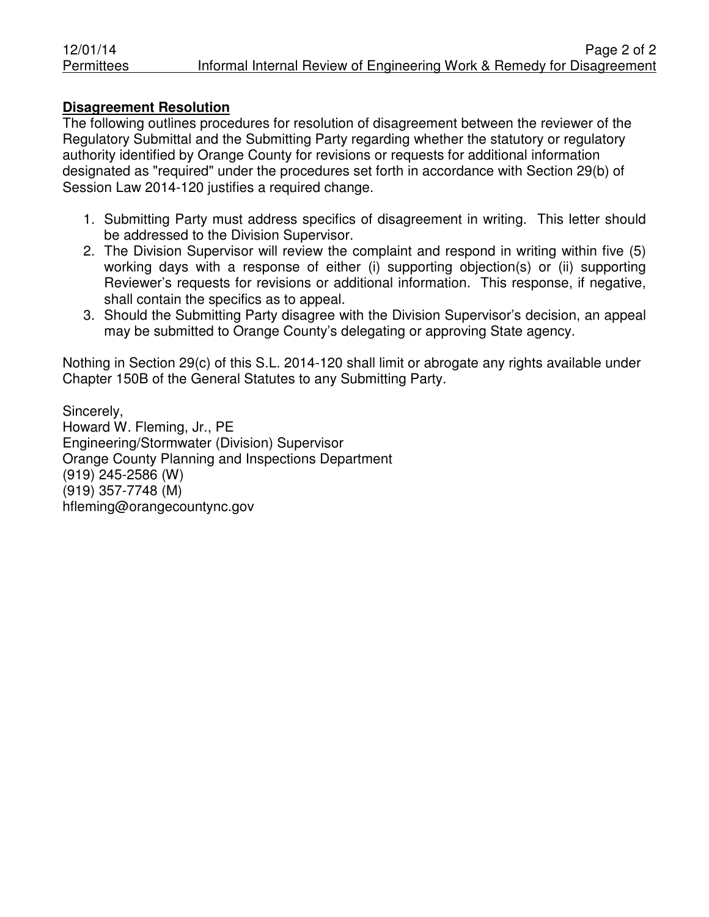**Disagreement Resolution**

The following outlines procedures for resolution of disagreement between the reviewer of the Regulatory Submittal and the Submitting Party regarding whether the statutory or regulatory authority identified by Orange County for revisions or requests for additional information designated as "required" under the procedures set forth in accordance with Section 29(b) of Session Law 2014-120 justifies a required change.

1. Submitting Party must address specifics of disagreement in writing. This letter should be addressed to the Division Supervisor.
2. The Division Supervisor will review the complaint and respond in writing within five (5) working days with a response of either (i) supporting objection(s) or (ii) supporting Reviewer's requests for revisions or additional information. This response, if negative, shall contain the specifics as to appeal.
3. Should the Submitting Party disagree with the Division Supervisor's decision, an appeal may be submitted to Orange County's delegating or approving State agency.

Nothing in Section 29(c) of this S.L. 2014-120 shall limit or abrogate any rights available under Chapter 150B of the General Statutes to any Submitting Party.

Sincerely,
Howard W. Fleming, Jr., PE
Engineering/Stormwater (Division) Supervisor
Orange County Planning and Inspections Department
(919) 245-2586 (W)
(919) 357-7748 (M)
hfleming@orangecountync.gov